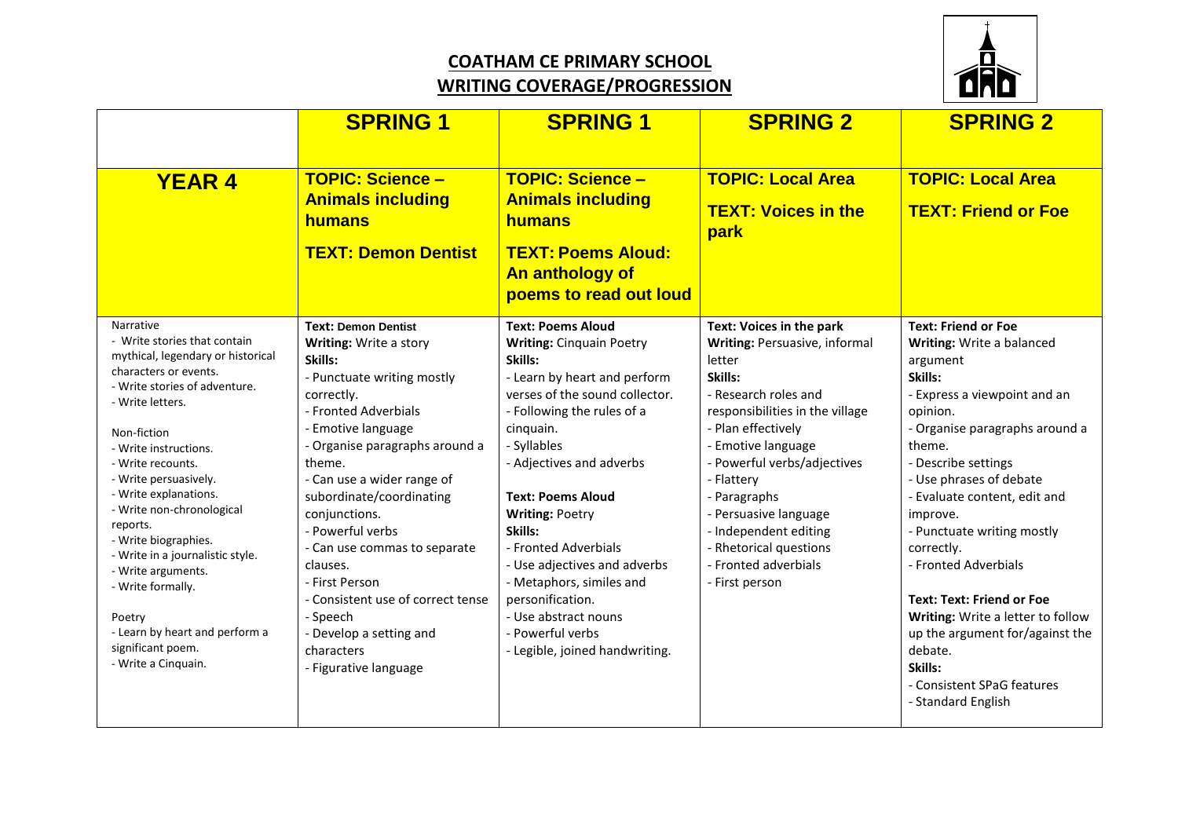# COATHAM CE PRIMARY SCHOOL
## WRITING COVERAGE/PROGRESSION

| | **SPRING 1** | **SPRING 1** | **SPRING 2** | **SPRING 2** |
|---|---|---|---|---|
| **YEAR 4** | **TOPIC: Science – Animals including humans**<br><br>**TEXT: Demon Dentist** | **TOPIC: Science – Animals including humans**<br><br>**TEXT: Poems Aloud: An anthology of poems to read out loud** | **TOPIC: Local Area**<br><br>**TEXT: Voices in the park** | **TOPIC: Local Area**<br><br>**TEXT: Friend or Foe** |
| Narrative<br>- Write stories that contain mythical, legendary or historical characters or events.<br>- Write stories of adventure.<br>- Write letters.<br><br>Non-fiction<br>- Write instructions.<br>- Write recounts.<br>- Write persuasively.<br>- Write explanations.<br>- Write non-chronological reports.<br>- Write biographies.<br>- Write in a journalistic style.<br>- Write arguments.<br>- Write formally.<br><br>Poetry<br>- Learn by heart and perform a significant poem.<br>- Write a Cinquain. | **Text: Demon Dentist**<br>**Writing:** Write a story<br>**Skills:**<br>- Punctuate writing mostly correctly.<br>- Fronted Adverbials<br>- Emotive language<br>- Organise paragraphs around a theme.<br>- Can use a wider range of subordinate/coordinating conjunctions.<br>- Powerful verbs<br>- Can use commas to separate clauses.<br>- First Person<br>- Consistent use of correct tense<br>- Speech<br>- Develop a setting and characters<br>- Figurative language | **Text: Poems Aloud**<br>**Writing:** Cinquain Poetry<br>**Skills:**<br>- Learn by heart and perform verses of the sound collector.<br>- Following the rules of a cinquain.<br>- Syllables<br>- Adjectives and adverbs<br><br>**Text: Poems Aloud**<br>**Writing:** Poetry<br>**Skills:**<br>- Fronted Adverbials<br>- Use adjectives and adverbs<br>- Metaphors, similes and personification.<br>- Use abstract nouns<br>- Powerful verbs<br>- Legible, joined handwriting. | **Text: Voices in the park**<br>**Writing:** Persuasive, informal letter<br>**Skills:**<br>- Research roles and responsibilities in the village<br>- Plan effectively<br>- Emotive language<br>- Powerful verbs/adjectives<br>- Flattery<br>- Paragraphs<br>- Persuasive language<br>- Independent editing<br>- Rhetorical questions<br>- Fronted adverbials<br>- First person | **Text: Friend or Foe**<br>**Writing:** Write a balanced argument<br>**Skills:**<br>- Express a viewpoint and an opinion.<br>- Organise paragraphs around a theme.<br>- Describe settings<br>- Use phrases of debate<br>- Evaluate content, edit and improve.<br>- Punctuate writing mostly correctly.<br>- Fronted Adverbials<br><br>**Text: Text: Friend or Foe**<br>**Writing:** Write a letter to follow up the argument for/against the debate.<br>**Skills:**<br>- Consistent SPaG features<br>- Standard English |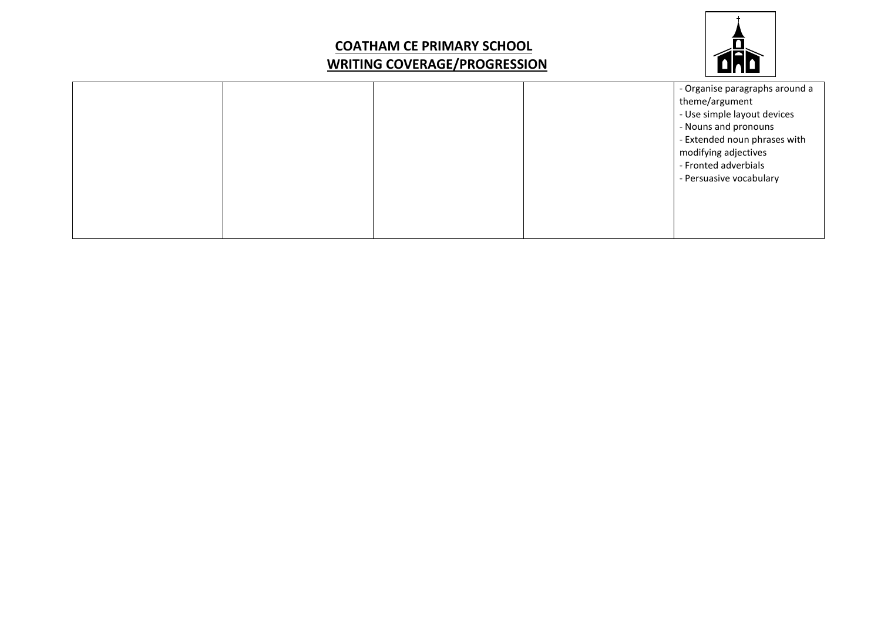**COATHAM CE PRIMARY SCHOOL**
**WRITING COVERAGE/PROGRESSION**

| | | | | |
|---|---|---|---|---|
| | | | | - Organise paragraphs around a theme/argument<br>- Use simple layout devices<br>- Nouns and pronouns<br>- Extended noun phrases with modifying adjectives<br>- Fronted adverbials<br>- Persuasive vocabulary |